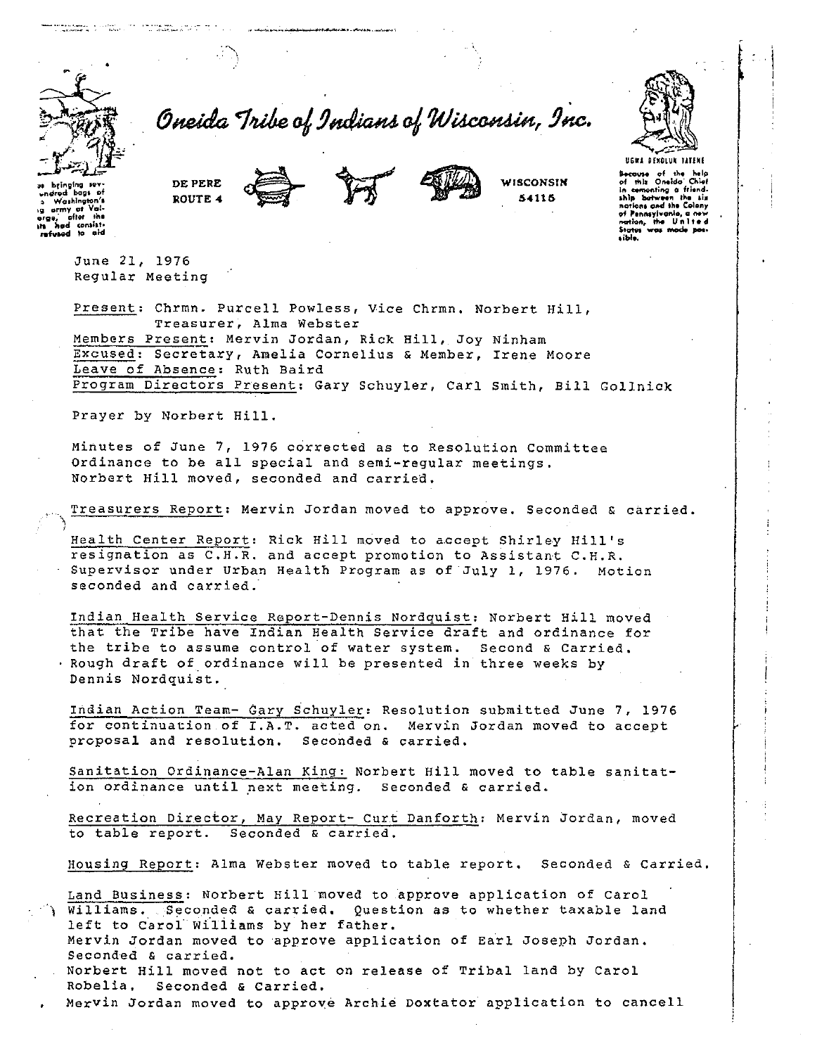# Oneida Tribe of Indians of Wisconsin, Inc.

DE PERE ROUTE 4 — WISCONSIN 54115

...e bringing sev-...undred bags of ...Washington's ...g army at Val-...erge, after the ...ts had consist-... refused to aid

UGWA DEHOLUH YATEHE

Because of the help of this Oneida Chief in cementing a friendship between the six nations and the Colony of Pennsylvania, a new nation, the United States was made possible.

June 21, 1976
Regular Meeting

Present: Chrmn. Purcell Powless, Vice Chrmn. Norbert Hill, Treasurer, Alma Webster
Members Present: Mervin Jordan, Rick Hill, Joy Ninham
Excused: Secretary, Amelia Cornelius & Member, Irene Moore
Leave of Absence: Ruth Baird
Program Directors Present: Gary Schuyler, Carl Smith, Bill Gollnick

Prayer by Norbert Hill.

Minutes of June 7, 1976 corrected as to Resolution Committee Ordinance to be all special and semi-regular meetings. Norbert Hill moved, seconded and carried.

Treasurers Report: Mervin Jordan moved to approve. Seconded & carried.

Health Center Report: Rick Hill moved to accept Shirley Hill's resignation as C.H.R. and accept promotion to Assistant C.H.R. Supervisor under Urban Health Program as of July 1, 1976. Motion seconded and carried.

Indian Health Service Report-Dennis Nordquist: Norbert Hill moved that the Tribe have Indian Health Service draft and ordinance for the tribe to assume control of water system. Second & Carried. Rough draft of ordinance will be presented in three weeks by Dennis Nordquist.

Indian Action Team- Gary Schuyler: Resolution submitted June 7, 1976 for continuation of I.A.T. acted on. Mervin Jordan moved to accept proposal and resolution. Seconded & carried.

Sanitation Ordinance-Alan King: Norbert Hill moved to table sanitation ordinance until next meeting. Seconded & carried.

Recreation Director, May Report- Curt Danforth: Mervin Jordan, moved to table report. Seconded & carried.

Housing Report: Alma Webster moved to table report. Seconded & Carried.

Land Business: Norbert Hill moved to approve application of Carol Williams. Seconded & carried. Question as to whether taxable land left to Carol Williams by her father.
Mervin Jordan moved to approve application of Earl Joseph Jordan. Seconded & carried.
Norbert Hill moved not to act on release of Tribal land by Carol Robelia. Seconded & Carried.
Mervin Jordan moved to approve Archie Doxtator application to cancell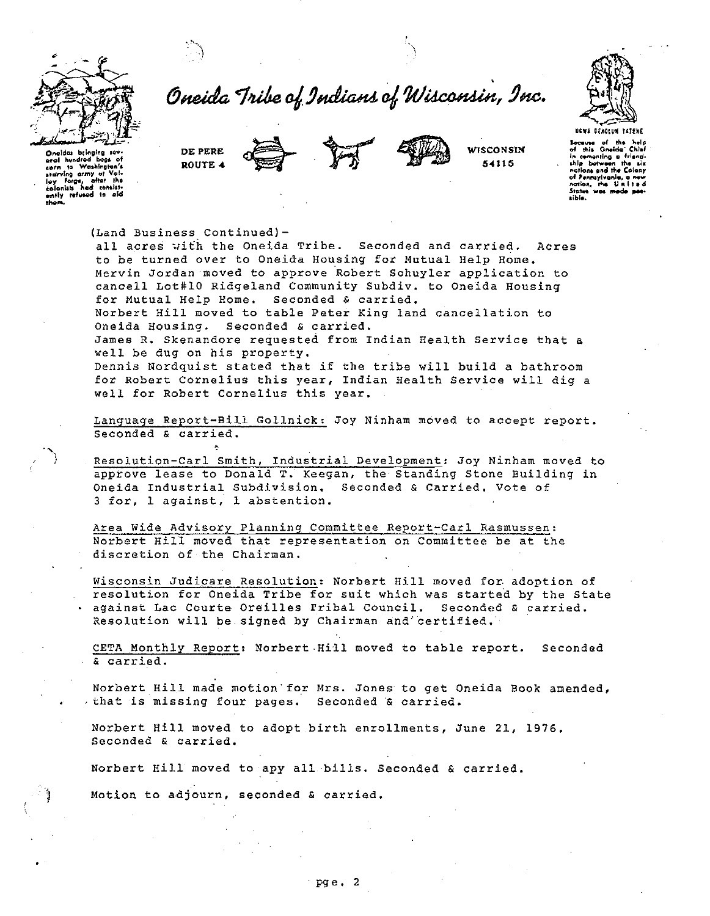# Oneida Tribe of Indians of Wisconsin, Inc.

Oneidas bringing several hundred bags of corn to Washington's starving army at Valley Forge, after the colonists had consistently refused to aid them.

DE PERE
ROUTE 4

WISCONSIN
54115

UGWA DEHOLUN YATEHE

Because of the help of this Oneida Chief in cementing a friendship between the six nations and the Colony of Pennsylvania, a new nation, the United States was made possible.

(Land Business Continued)-
all acres with the Oneida Tribe. Seconded and carried. Acres to be turned over to Oneida Housing for Mutual Help Home.
Mervin Jordan moved to approve Robert Schuyler application to cancell Lot#10 Ridgeland Community Subdiv. to Oneida Housing for Mutual Help Home. Seconded & carried.
Norbert Hill moved to table Peter King land cancellation to Oneida Housing. Seconded & carried.
James R. Skenandore requested from Indian Health Service that a well be dug on his property.
Dennis Nordquist stated that if the tribe will build a bathroom for Robert Cornelius this year, Indian Health Service will dig a well for Robert Cornelius this year.

Language Report-Bill Gollnick: Joy Ninham moved to accept report. Seconded & carried.

Resolution-Carl Smith, Industrial Development: Joy Ninham moved to approve lease to Donald T. Keegan, the Standing Stone Building in Oneida Industrial Subdivision. Seconded & Carried. Vote of 3 for, 1 against, 1 abstention.

Area Wide Advisory Planning Committee Report-Carl Rasmussen: Norbert Hill moved that representation on Committee be at the discretion of the Chairman.

Wisconsin Judicare Resolution: Norbert Hill moved for adoption of resolution for Oneida Tribe for suit which was started by the State against Lac Courte Oreilles Tribal Council. Seconded & carried. Resolution will be signed by Chairman and certified.

CETA Monthly Report: Norbert Hill moved to table report. Seconded & carried.

Norbert Hill made motion for Mrs. Jones to get Oneida Book amended, that is missing four pages. Seconded & carried.

Norbert Hill moved to adopt birth enrollments, June 21, 1976. Seconded & carried.

Norbert Hill moved to apy all bills. Seconded & carried.

Motion to adjourn, seconded & carried.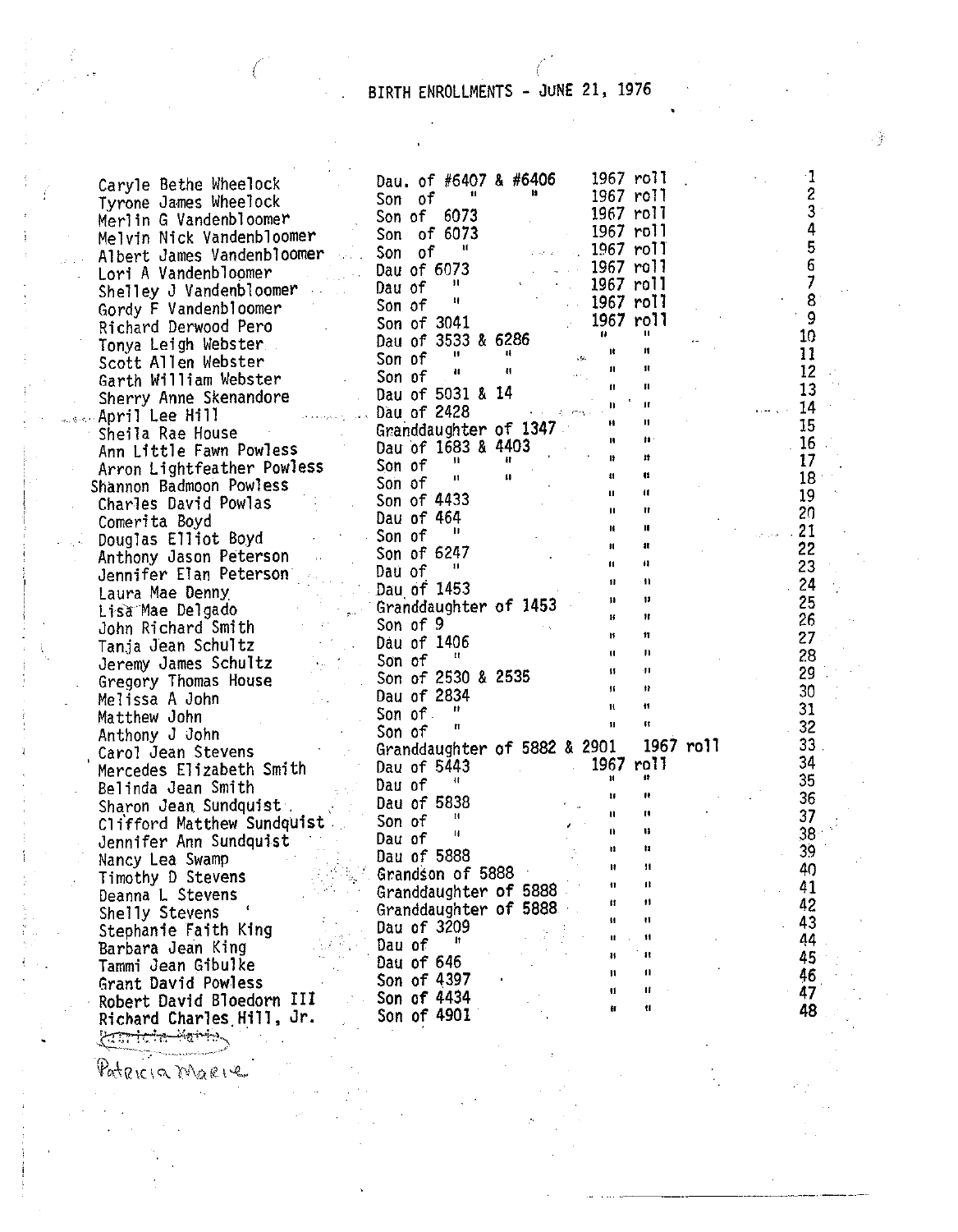# BIRTH ENROLLMENTS - JUNE 21, 1976

| Name | Relationship | Roll | No. |
|---|---|---|---|
| Caryle Bethe Wheelock | Dau. of #6407 & #6406 | 1967 roll | 1 |
| Tyrone James Wheelock | Son of " " | 1967 roll | 2 |
| Merlin G Vandenbloomer | Son of 6073 | 1967 roll | 3 |
| Melvin Nick Vandenbloomer | Son of 6073 | 1967 roll | 4 |
| Albert James Vandenbloomer | Son of " | 1967 roll | 5 |
| Lori A Vandenbloomer | Dau of 6073 | 1967 roll | 6 |
| Shelley J Vandenbloomer | Dau of " | 1967 roll | 7 |
| Gordy F Vandenbloomer | Son of " | 1967 roll | 8 |
| Richard Derwood Pero | Son of 3041 | 1967 roll | 9 |
| Tonya Leigh Webster | Dau of 3533 & 6286 | " " | 10 |
| Scott Allen Webster | Son of " " | " " | 11 |
| Garth William Webster | Son of " " | " " | 12 |
| Sherry Anne Skenandore | Dau of 5031 & 14 | " " | 13 |
| April Lee Hill | Dau of 2428 | " " | 14 |
| Sheila Rae House | Granddaughter of 1347 | " " | 15 |
| Ann Little Fawn Powless | Dau of 1683 & 4403 | " " | 16 |
| Arron Lightfeather Powless | Son of " " | " " | 17 |
| Shannon Badmoon Powless | Son of " " | " " | 18 |
| Charles David Powlas | Son of 4433 | " " | 19 |
| Comerita Boyd | Dau of 464 | " " | 20 |
| Douglas Elliot Boyd | Son of " | " " | 21 |
| Anthony Jason Peterson | Son of 6247 | " " | 22 |
| Jennifer Elan Peterson | Dau of " | " " | 23 |
| Laura Mae Denny | Dau of 1453 | " " | 24 |
| Lisa Mae Delgado | Granddaughter of 1453 | " " | 25 |
| John Richard Smith | Son of 9 | " " | 26 |
| Tanja Jean Schultz | Dau of 1406 | " " | 27 |
| Jeremy James Schultz | Son of " | " " | 28 |
| Gregory Thomas House | Son of 2530 & 2535 | " " | 29 |
| Melissa A John | Dau of 2834 | " " | 30 |
| Matthew John | Son of " | " " | 31 |
| Anthony J John | Son of " | " " | 32 |
| Carol Jean Stevens | Granddaughter of 5882 & 2901 | 1967 roll | 33 |
| Mercedes Elizabeth Smith | Dau of 5443 | 1967 roll | 34 |
| Belinda Jean Smith | Dau of " | " " | 35 |
| Sharon Jean Sundquist | Dau of 5838 | " " | 36 |
| Clifford Matthew Sundquist | Son of " | " " | 37 |
| Jennifer Ann Sundquist | Dau of " | " " | 38 |
| Nancy Lea Swamp | Dau of 5888 | " " | 39 |
| Timothy D Stevens | Grandson of 5888 | " " | 40 |
| Deanna L Stevens | Granddaughter of 5888 | " " | 41 |
| Shelly Stevens | Granddaughter of 5888 | " " | 42 |
| Stephanie Faith King | Dau of 3209 | " " | 43 |
| Barbara Jean King | Dau of " | " " | 44 |
| Tammi Jean Gibulke | Dau of 646 | " " | 45 |
| Grant David Powless | Son of 4397 | " " | 46 |
| Robert David Bloedorn III | Son of 4434 | " " | 47 |
| Richard Charles Hill, Jr. | Son of 4901 | " " | 48 |

~~Patricia Marie~~

Patricia Marie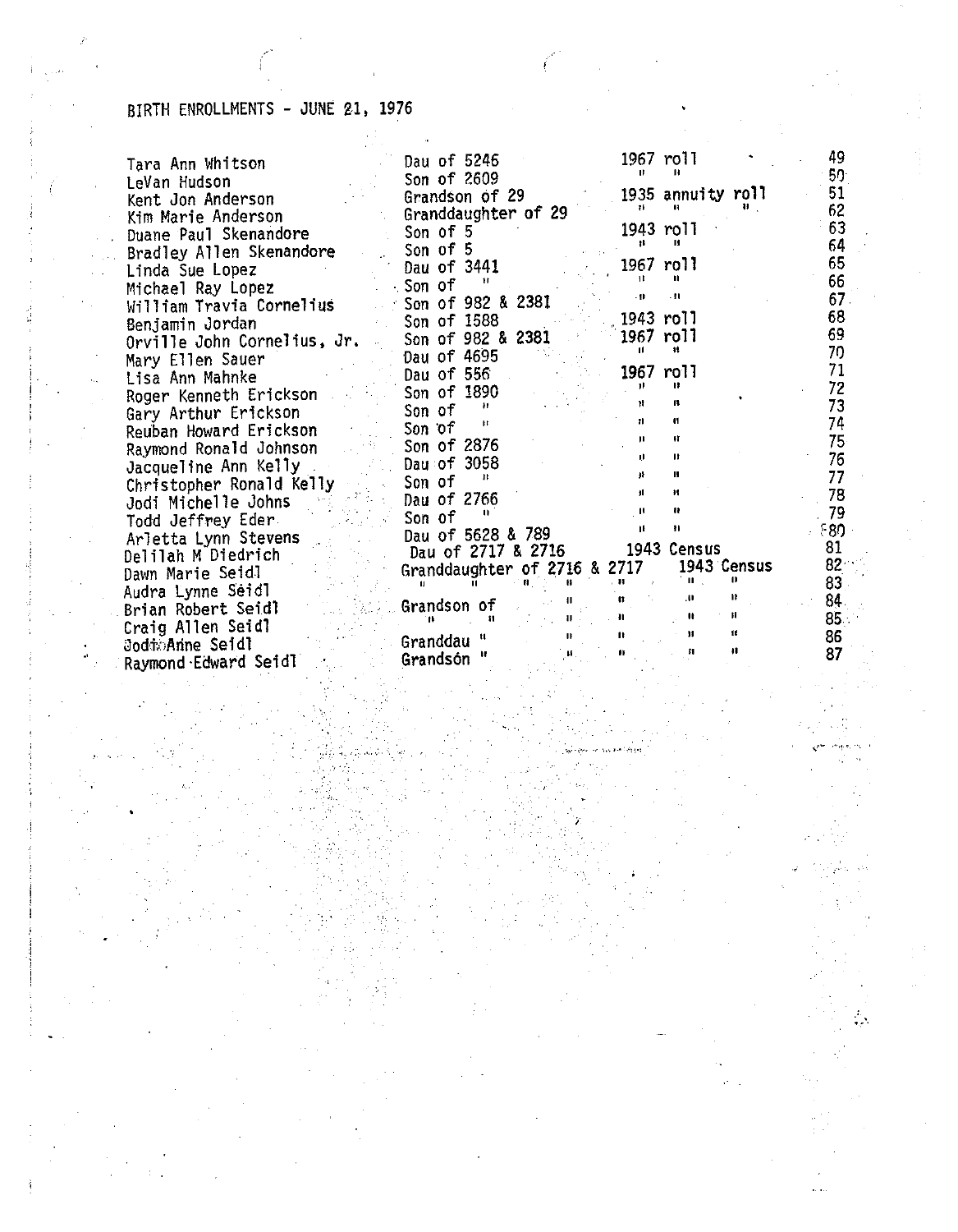BIRTH ENROLLMENTS - JUNE 21, 1976

| | | | |
|---|---|---|---|
| Tara Ann Whitson | Dau of 5246 | 1967 roll | 49 |
| LeVan Hudson | Son of 2609 | " " | 50 |
| Kent Jon Anderson | Grandson of 29 | 1935 annuity roll | 51 |
| Kim Marie Anderson | Granddaughter of 29 | " " " | 62 |
| Duane Paul Skenandore | Son of 5 | 1943 roll | 63 |
| Bradley Allen Skenandore | Son of 5 | " " | 64 |
| Linda Sue Lopez | Dau of 3441 | 1967 roll | 65 |
| Michael Ray Lopez | Son of " | " " | 66 |
| William Travia Cornelius | Son of 982 & 2381 | " " | 67 |
| Benjamin Jordan | Son of 1588 | 1943 roll | 68 |
| Orville John Cornelius, Jr. | Son of 982 & 2381 | 1967 roll | 69 |
| Mary Ellen Sauer | Dau of 4695 | " " | 70 |
| Lisa Ann Mahnke | Dau of 556 | 1967 roll | 71 |
| Roger Kenneth Erickson | Son of 1890 | " " | 72 |
| Gary Arthur Erickson | Son of " | " " | 73 |
| Reuban Howard Erickson | Son of " | " " | 74 |
| Raymond Ronald Johnson | Son of 2876 | " " | 75 |
| Jacqueline Ann Kelly | Dau of 3058 | " " | 76 |
| Christopher Ronald Kelly | Son of " | " " | 77 |
| Jodi Michelle Johns | Dau of 2766 | " " | 78 |
| Todd Jeffrey Eder | Son of " | " " | 79 |
| Arletta Lynn Stevens | Dau of 5628 & 789 | " " | 80 |
| Delilah M Diedrich | Dau of 2717 & 2716 | 1943 Census | 81 |
| Dawn Marie Seidl | Granddaughter of 2716 & 2717 | 1943 Census | 82 |
| Audra Lynne Seidl | " " " " | " " " | 83 |
| Brian Robert Seidl | Grandson of " | " " " | 84 |
| Craig Allen Seidl | " " " | " " " | 85 |
| Jodi Anne Seidl | Granddau " " | " " " | 86 |
| Raymond Edward Seidl | Grandson " " | " " " | 87 |